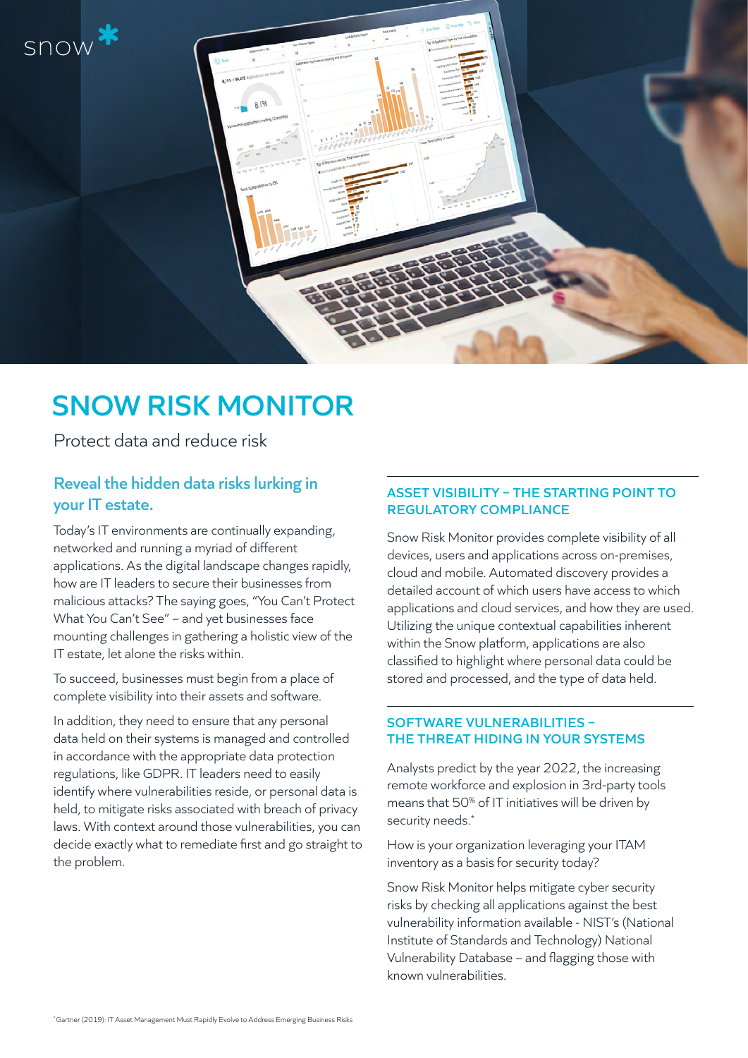# SNOW RISK MONITOR

Protect data and reduce risk

## Reveal the hidden data risks lurking in your IT estate.

Today's IT environments are continually expanding, networked and running a myriad of different applications. As the digital landscape changes rapidly, how are IT leaders to secure their businesses from malicious attacks? The saying goes, "You Can't Protect What You Can't See" – and yet businesses face mounting challenges in gathering a holistic view of the IT estate, let alone the risks within.

To succeed, businesses must begin from a place of complete visibility into their assets and software.

In addition, they need to ensure that any personal data held on their systems is managed and controlled in accordance with the appropriate data protection regulations, like GDPR. IT leaders need to easily identify where vulnerabilities reside, or personal data is held, to mitigate risks associated with breach of privacy laws. With context around those vulnerabilities, you can decide exactly what to remediate first and go straight to the problem.

### ASSET VISIBILITY – THE STARTING POINT TO REGULATORY COMPLIANCE

Snow Risk Monitor provides complete visibility of all devices, users and applications across on-premises, cloud and mobile. Automated discovery provides a detailed account of which users have access to which applications and cloud services, and how they are used. Utilizing the unique contextual capabilities inherent within the Snow platform, applications are also classified to highlight where personal data could be stored and processed, and the type of data held.

### SOFTWARE VULNERABILITIES – THE THREAT HIDING IN YOUR SYSTEMS

Analysts predict by the year 2022, the increasing remote workforce and explosion in 3rd-party tools means that 50% of IT initiatives will be driven by security needs.*

How is your organization leveraging your ITAM inventory as a basis for security today?

Snow Risk Monitor helps mitigate cyber security risks by checking all applications against the best vulnerability information available - NIST's (National Institute of Standards and Technology) National Vulnerability Database – and flagging those with known vulnerabilities.

*Gartner (2019): IT Asset Management Must Rapidly Evolve to Address Emerging Business Risks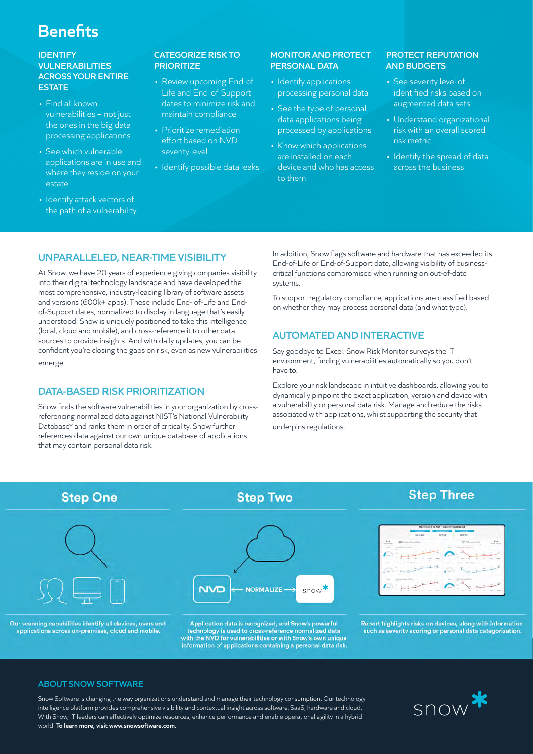# Benefits

### IDENTIFY VULNERABILITIES ACROSS YOUR ENTIRE ESTATE

- Find all known vulnerabilities – not just the ones in the big data processing applications
- See which vulnerable applications are in use and where they reside on your estate
- Identify attack vectors of the path of a vulnerability

### CATEGORIZE RISK TO PRIORITIZE

- Review upcoming End-of-Life and End-of-Support dates to minimize risk and maintain compliance
- Prioritize remediation effort based on NVD severity level
- Identify possible data leaks

### MONITOR AND PROTECT PERSONAL DATA

- Identify applications processing personal data
- See the type of personal data applications being processed by applications
- Know which applications are installed on each device and who has access to them

### PROTECT REPUTATION AND BUDGETS

- See severity level of identified risks based on augmented data sets
- Understand organizational risk with an overall scored risk metric
- Identify the spread of data across the business

## UNPARALLELED, NEAR-TIME VISIBILITY

At Snow, we have 20 years of experience giving companies visibility into their digital technology landscape and have developed the most comprehensive, industry-leading library of software assets and versions (600k+ apps). These include End- of-Life and End-of-Support dates, normalized to display in language that's easily understood. Snow is uniquely positioned to take this intelligence (local, cloud and mobile), and cross-reference it to other data sources to provide insights. And with daily updates, you can be confident you're closing the gaps on risk, even as new vulnerabilities emerge

## DATA-BASED RISK PRIORITIZATION

Snow finds the software vulnerabilities in your organization by cross-referencing normalized data against NIST's National Vulnerability Database* and ranks them in order of criticality. Snow further references data against our own unique database of applications that may contain personal data risk.

In addition, Snow flags software and hardware that has exceeded its End-of-Life or End-of-Support date, allowing visibility of business-critical functions compromised when running on out-of-date systems.

To support regulatory compliance, applications are classified based on whether they may process personal data (and what type).

## AUTOMATED AND INTERACTIVE

Say goodbye to Excel. Snow Risk Monitor surveys the IT environment, finding vulnerabilities automatically so you don't have to.

Explore your risk landscape in intuitive dashboards, allowing you to dynamically pinpoint the exact application, version and device with a vulnerability or personal data risk. Manage and reduce the risks associated with applications, whilst supporting the security that underpins regulations.

## Step One

Our scanning capabilities identify all devices, users and applications across on-premises, cloud and mobile.

## Step Two

NVD ← NORMALIZE → snow

Application data is recognized, and Snow's powerful technology is used to cross-reference normalized data with the NVD for vulnerabilities or with Snow's own unique information of applications containing a personal data risk.

## Step Three

Report highlights risks on devices, along with information such as severity scoring or personal data categorization.

### ABOUT SNOW SOFTWARE

Snow Software is changing the way organizations understand and manage their technology consumption. Our technology intelligence platform provides comprehensive visibility and contextual insight across software, SaaS, hardware and cloud. With Snow, IT leaders can effectively optimize resources, enhance performance and enable operational agility in a hybrid world. **To learn more, visit www.snowsoftware.com.**